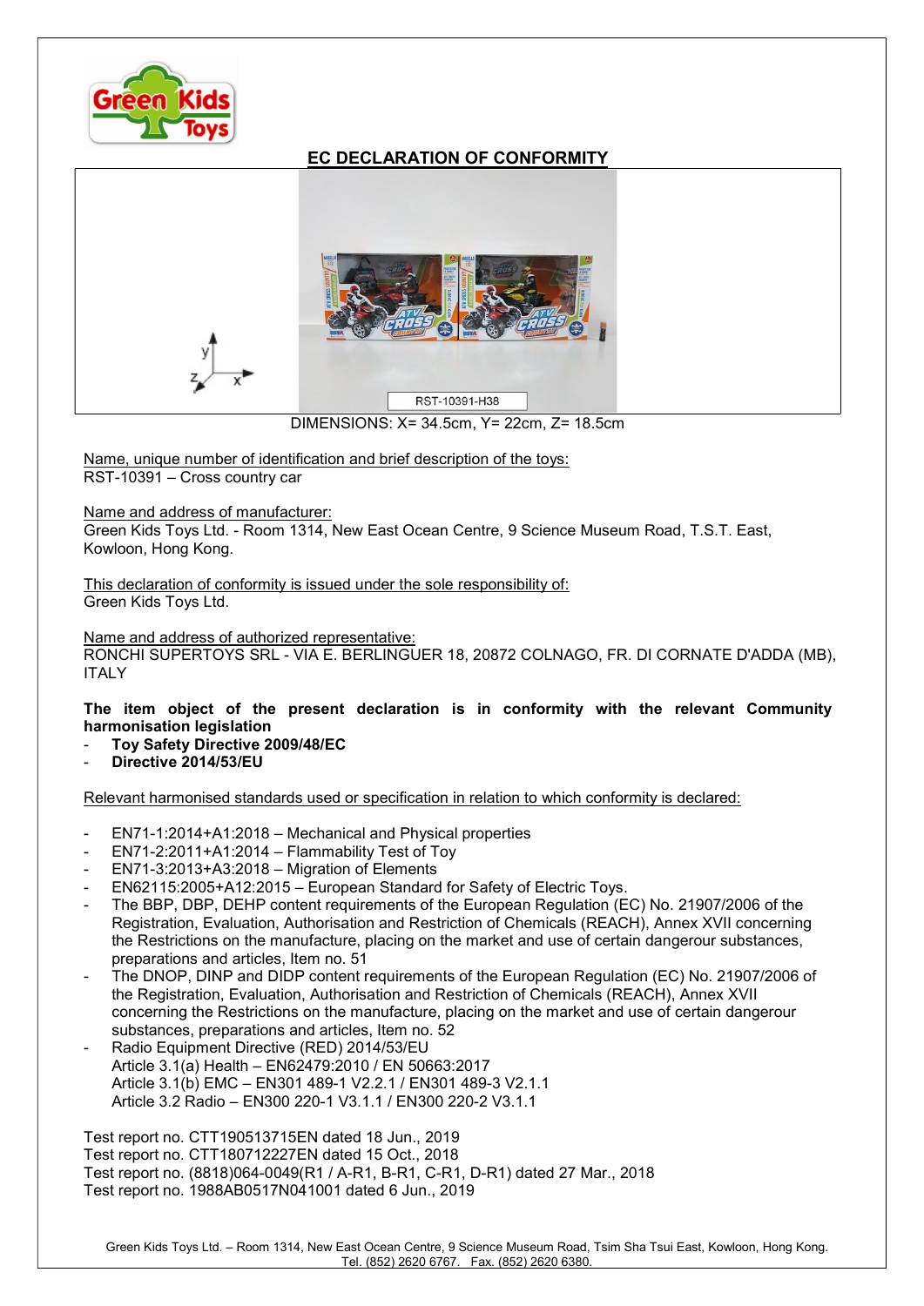# EC DECLARATION OF CONFORMITY

RST-10391-H38

DIMENSIONS: X= 34.5cm, Y= 22cm, Z= 18.5cm

Name, unique number of identification and brief description of the toys:
RST-10391 – Cross country car

Name and address of manufacturer:
Green Kids Toys Ltd. - Room 1314, New East Ocean Centre, 9 Science Museum Road, T.S.T. East, Kowloon, Hong Kong.

This declaration of conformity is issued under the sole responsibility of:
Green Kids Toys Ltd.

Name and address of authorized representative:
RONCHI SUPERTOYS SRL - VIA E. BERLINGUER 18, 20872 COLNAGO, FR. DI CORNATE D'ADDA (MB), ITALY

**The item object of the present declaration is in conformity with the relevant Community harmonisation legislation**

- **Toy Safety Directive 2009/48/EC**
- **Directive 2014/53/EU**

Relevant harmonised standards used or specification in relation to which conformity is declared:

- EN71-1:2014+A1:2018 – Mechanical and Physical properties
- EN71-2:2011+A1:2014 – Flammability Test of Toy
- EN71-3:2013+A3:2018 – Migration of Elements
- EN62115:2005+A12:2015 – European Standard for Safety of Electric Toys.
- The BBP, DBP, DEHP content requirements of the European Regulation (EC) No. 21907/2006 of the Registration, Evaluation, Authorisation and Restriction of Chemicals (REACH), Annex XVII concerning the Restrictions on the manufacture, placing on the market and use of certain dangerour substances, preparations and articles, Item no. 51
- The DNOP, DINP and DIDP content requirements of the European Regulation (EC) No. 21907/2006 of the Registration, Evaluation, Authorisation and Restriction of Chemicals (REACH), Annex XVII concerning the Restrictions on the manufacture, placing on the market and use of certain dangerour substances, preparations and articles, Item no. 52
- Radio Equipment Directive (RED) 2014/53/EU
  Article 3.1(a) Health – EN62479:2010 / EN 50663:2017
  Article 3.1(b) EMC – EN301 489-1 V2.2.1 / EN301 489-3 V2.1.1
  Article 3.2 Radio – EN300 220-1 V3.1.1 / EN300 220-2 V3.1.1

Test report no. CTT190513715EN dated 18 Jun., 2019
Test report no. CTT180712227EN dated 15 Oct., 2018
Test report no. (8818)064-0049(R1 / A-R1, B-R1, C-R1, D-R1) dated 27 Mar., 2018
Test report no. 1988AB0517N041001 dated 6 Jun., 2019

Green Kids Toys Ltd. – Room 1314, New East Ocean Centre, 9 Science Museum Road, Tsim Sha Tsui East, Kowloon, Hong Kong.
Tel. (852) 2620 6767. Fax. (852) 2620 6380.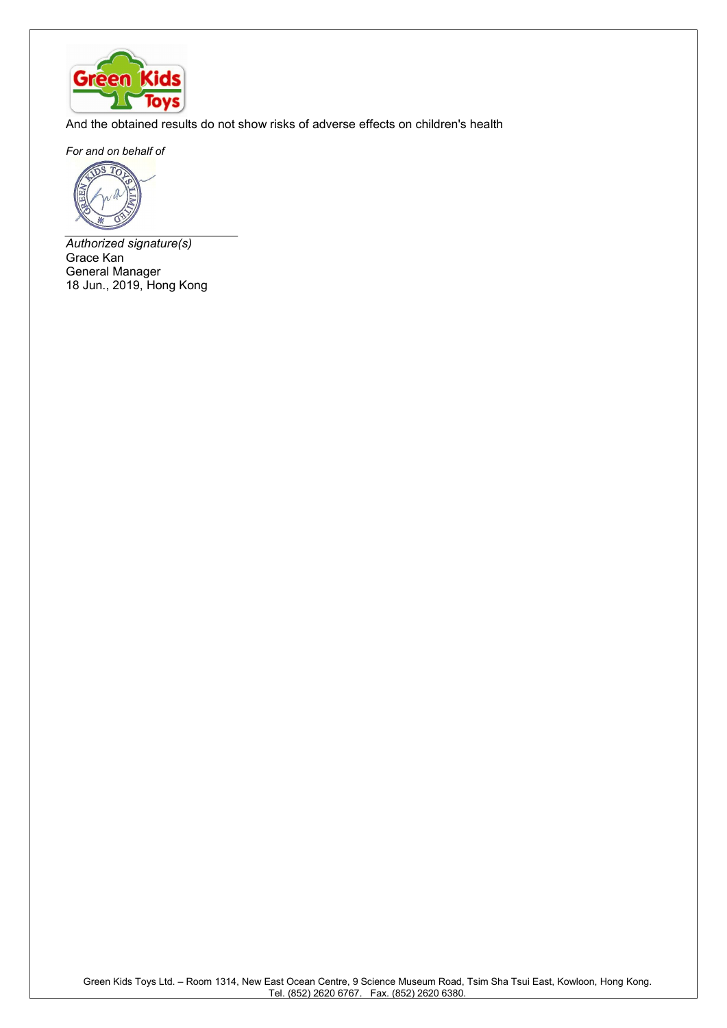And the obtained results do not show risks of adverse effects on children's health

*For and on behalf of*

*Authorized signature(s)*
Grace Kan
General Manager
18 Jun., 2019, Hong Kong

Green Kids Toys Ltd. – Room 1314, New East Ocean Centre, 9 Science Museum Road, Tsim Sha Tsui East, Kowloon, Hong Kong.
Tel. (852) 2620 6767. Fax. (852) 2620 6380.